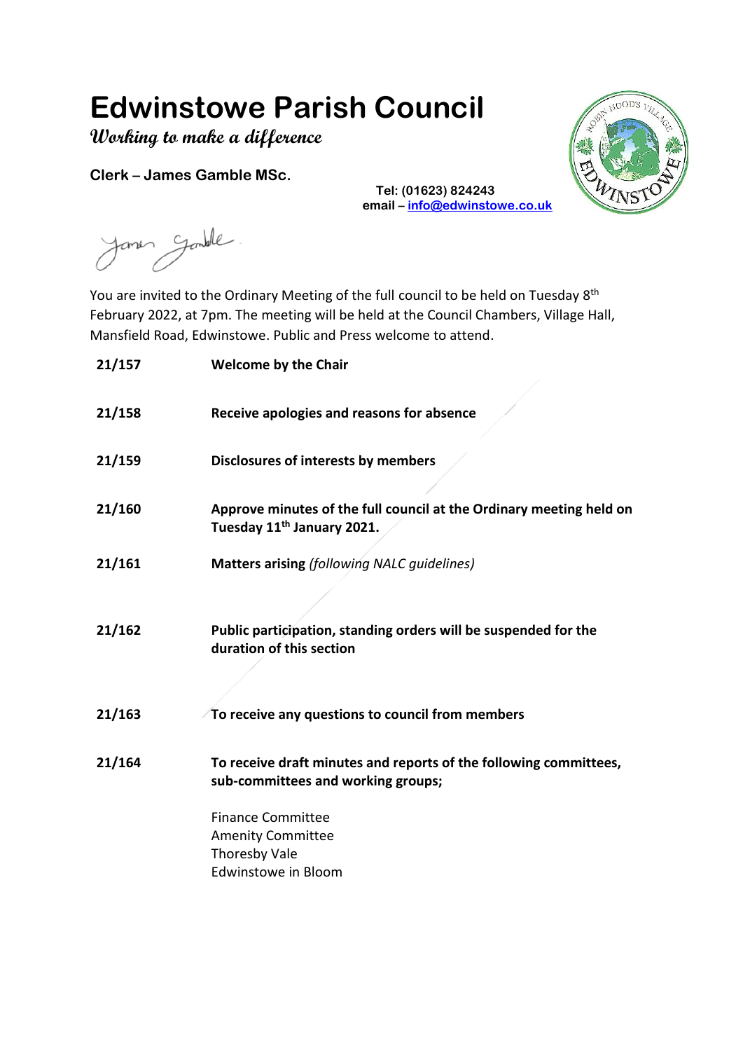# Edwinstowe Parish Council

**Working to make a difference**

**Clerk – James Gamble MSc.**

**Tel: (01623) 824243**
**email – info@edwinstowe.co.uk**

You are invited to the Ordinary Meeting of the full council to be held on Tuesday 8th February 2022, at 7pm. The meeting will be held at the Council Chambers, Village Hall, Mansfield Road, Edwinstowe. Public and Press welcome to attend.

**21/157** **Welcome by the Chair**

**21/158** **Receive apologies and reasons for absence**

**21/159** **Disclosures of interests by members**

**21/160** **Approve minutes of the full council at the Ordinary meeting held on Tuesday 11th January 2021.**

**21/161** **Matters arising** *(following NALC guidelines)*

**21/162** **Public participation, standing orders will be suspended for the duration of this section**

**21/163** **To receive any questions to council from members**

**21/164** **To receive draft minutes and reports of the following committees, sub-committees and working groups;**

Finance Committee
Amenity Committee
Thoresby Vale
Edwinstowe in Bloom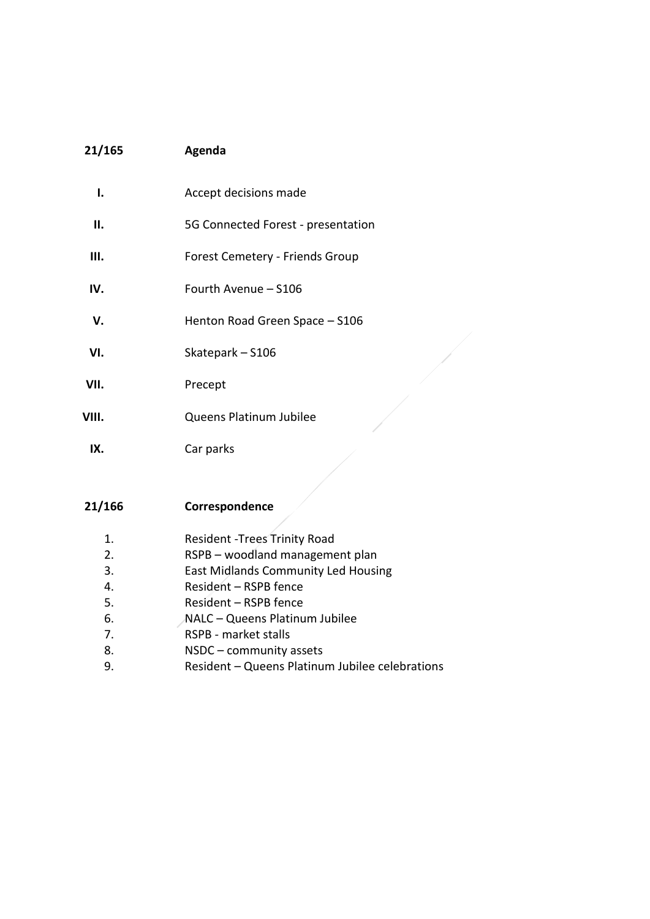**21/165 Agenda**

I. Accept decisions made

II. 5G Connected Forest - presentation

III. Forest Cemetery - Friends Group

IV. Fourth Avenue – S106

V. Henton Road Green Space – S106

VI. Skatepark – S106

VII. Precept

VIII. Queens Platinum Jubilee

IX. Car parks

**21/166 Correspondence**

1. Resident -Trees Trinity Road
2. RSPB – woodland management plan
3. East Midlands Community Led Housing
4. Resident – RSPB fence
5. Resident – RSPB fence
6. NALC – Queens Platinum Jubilee
7. RSPB - market stalls
8. NSDC – community assets
9. Resident – Queens Platinum Jubilee celebrations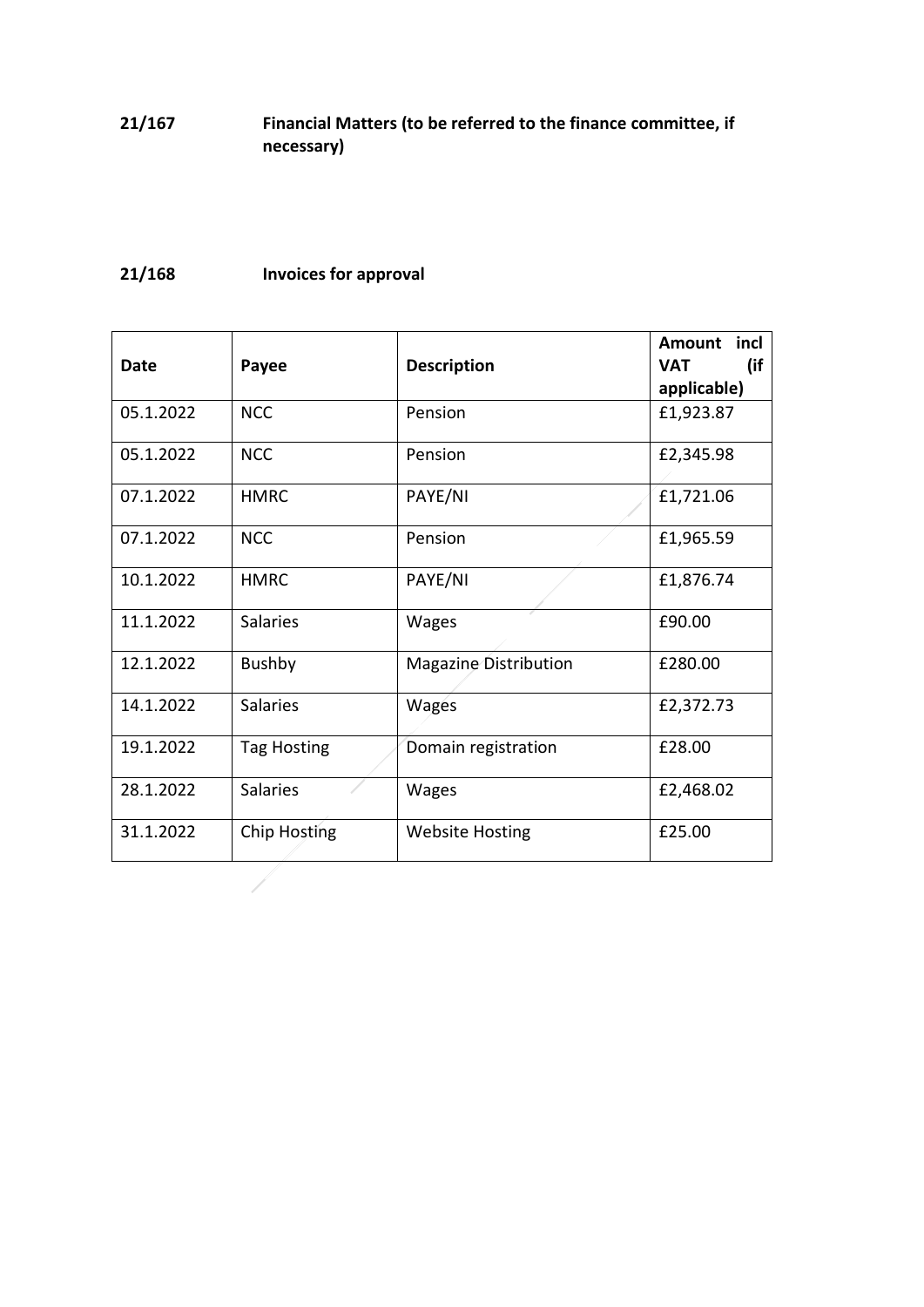**21/167 Financial Matters (to be referred to the finance committee, if necessary)**

**21/168 Invoices for approval**

| Date | Payee | Description | Amount incl VAT (if applicable) |
|---|---|---|---|
| 05.1.2022 | NCC | Pension | £1,923.87 |
| 05.1.2022 | NCC | Pension | £2,345.98 |
| 07.1.2022 | HMRC | PAYE/NI | £1,721.06 |
| 07.1.2022 | NCC | Pension | £1,965.59 |
| 10.1.2022 | HMRC | PAYE/NI | £1,876.74 |
| 11.1.2022 | Salaries | Wages | £90.00 |
| 12.1.2022 | Bushby | Magazine Distribution | £280.00 |
| 14.1.2022 | Salaries | Wages | £2,372.73 |
| 19.1.2022 | Tag Hosting | Domain registration | £28.00 |
| 28.1.2022 | Salaries | Wages | £2,468.02 |
| 31.1.2022 | Chip Hosting | Website Hosting | £25.00 |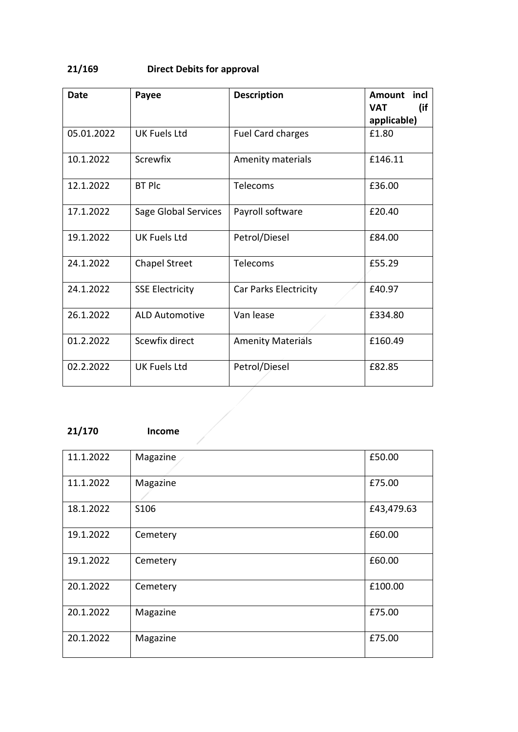**21/169 Direct Debits for approval**

| Date | Payee | Description | Amount incl VAT (if applicable) |
|---|---|---|---|
| 05.01.2022 | UK Fuels Ltd | Fuel Card charges | £1.80 |
| 10.1.2022 | Screwfix | Amenity materials | £146.11 |
| 12.1.2022 | BT Plc | Telecoms | £36.00 |
| 17.1.2022 | Sage Global Services | Payroll software | £20.40 |
| 19.1.2022 | UK Fuels Ltd | Petrol/Diesel | £84.00 |
| 24.1.2022 | Chapel Street | Telecoms | £55.29 |
| 24.1.2022 | SSE Electricity | Car Parks Electricity | £40.97 |
| 26.1.2022 | ALD Automotive | Van lease | £334.80 |
| 01.2.2022 | Scewfix direct | Amenity Materials | £160.49 |
| 02.2.2022 | UK Fuels Ltd | Petrol/Diesel | £82.85 |

**21/170 Income**

| | | |
|---|---|---|
| 11.1.2022 | Magazine | £50.00 |
| 11.1.2022 | Magazine | £75.00 |
| 18.1.2022 | S106 | £43,479.63 |
| 19.1.2022 | Cemetery | £60.00 |
| 19.1.2022 | Cemetery | £60.00 |
| 20.1.2022 | Cemetery | £100.00 |
| 20.1.2022 | Magazine | £75.00 |
| 20.1.2022 | Magazine | £75.00 |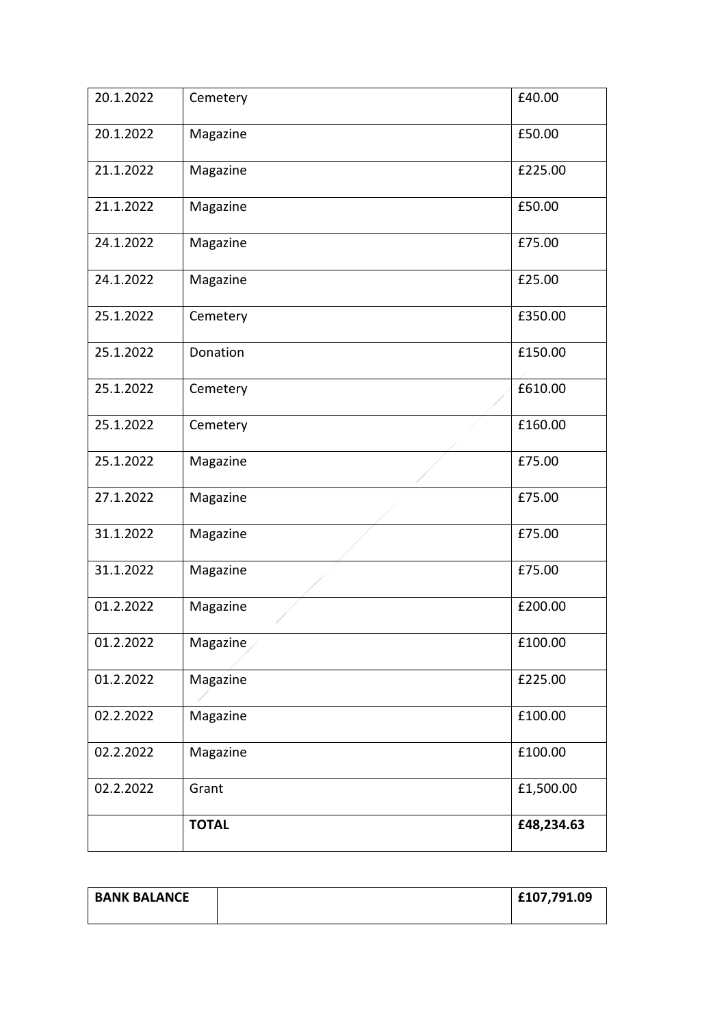| | | |
|---|---|---|
| 20.1.2022 | Cemetery | £40.00 |
| 20.1.2022 | Magazine | £50.00 |
| 21.1.2022 | Magazine | £225.00 |
| 21.1.2022 | Magazine | £50.00 |
| 24.1.2022 | Magazine | £75.00 |
| 24.1.2022 | Magazine | £25.00 |
| 25.1.2022 | Cemetery | £350.00 |
| 25.1.2022 | Donation | £150.00 |
| 25.1.2022 | Cemetery | £610.00 |
| 25.1.2022 | Cemetery | £160.00 |
| 25.1.2022 | Magazine | £75.00 |
| 27.1.2022 | Magazine | £75.00 |
| 31.1.2022 | Magazine | £75.00 |
| 31.1.2022 | Magazine | £75.00 |
| 01.2.2022 | Magazine | £200.00 |
| 01.2.2022 | Magazine | £100.00 |
| 01.2.2022 | Magazine | £225.00 |
| 02.2.2022 | Magazine | £100.00 |
| 02.2.2022 | Magazine | £100.00 |
| 02.2.2022 | Grant | £1,500.00 |
| | **TOTAL** | **£48,234.63** |

| | | |
|---|---|---|
| **BANK BALANCE** | | **£107,791.09** |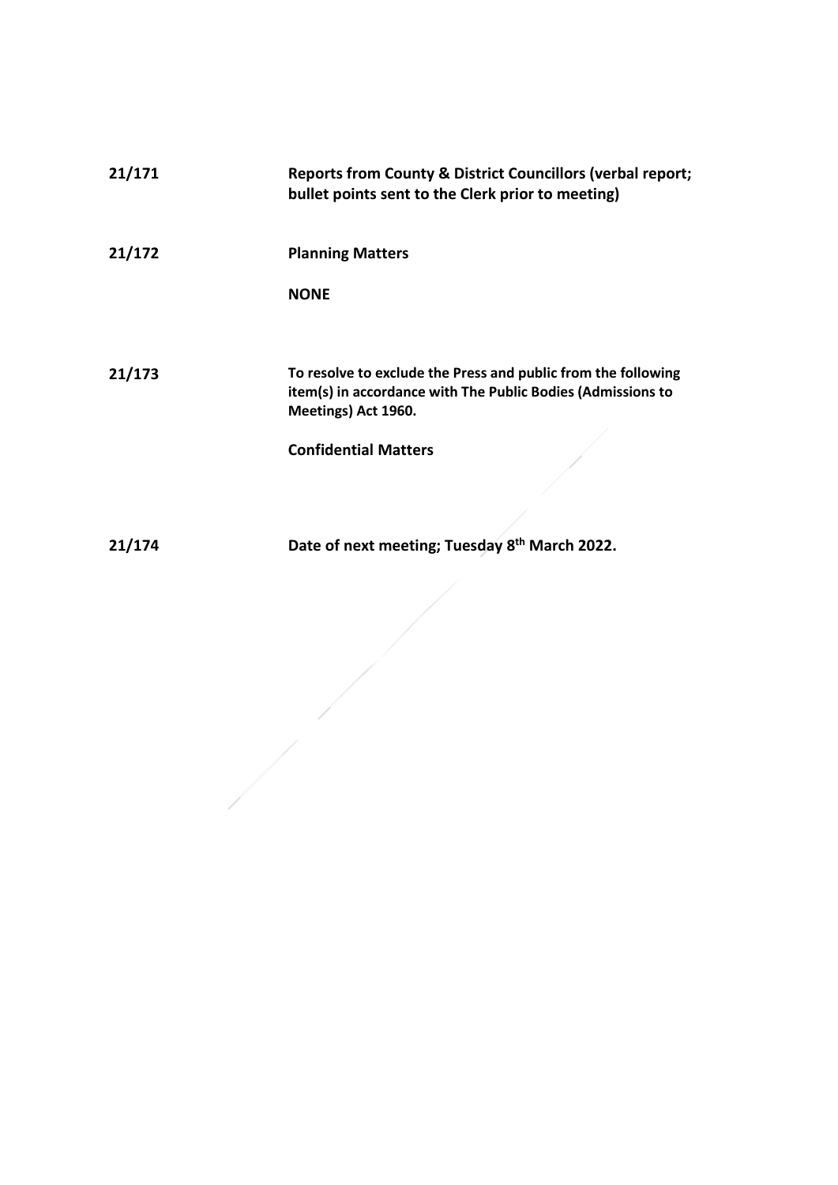| | |
|---|---|
| **21/171** | **Reports from County & District Councillors (verbal report; bullet points sent to the Clerk prior to meeting)** |
| **21/172** | **Planning Matters**<br><br>**NONE** |
| **21/173** | **To resolve to exclude the Press and public from the following item(s) in accordance with The Public Bodies (Admissions to Meetings) Act 1960.**<br><br>**Confidential Matters** |
| **21/174** | **Date of next meeting; Tuesday 8th March 2022.** |